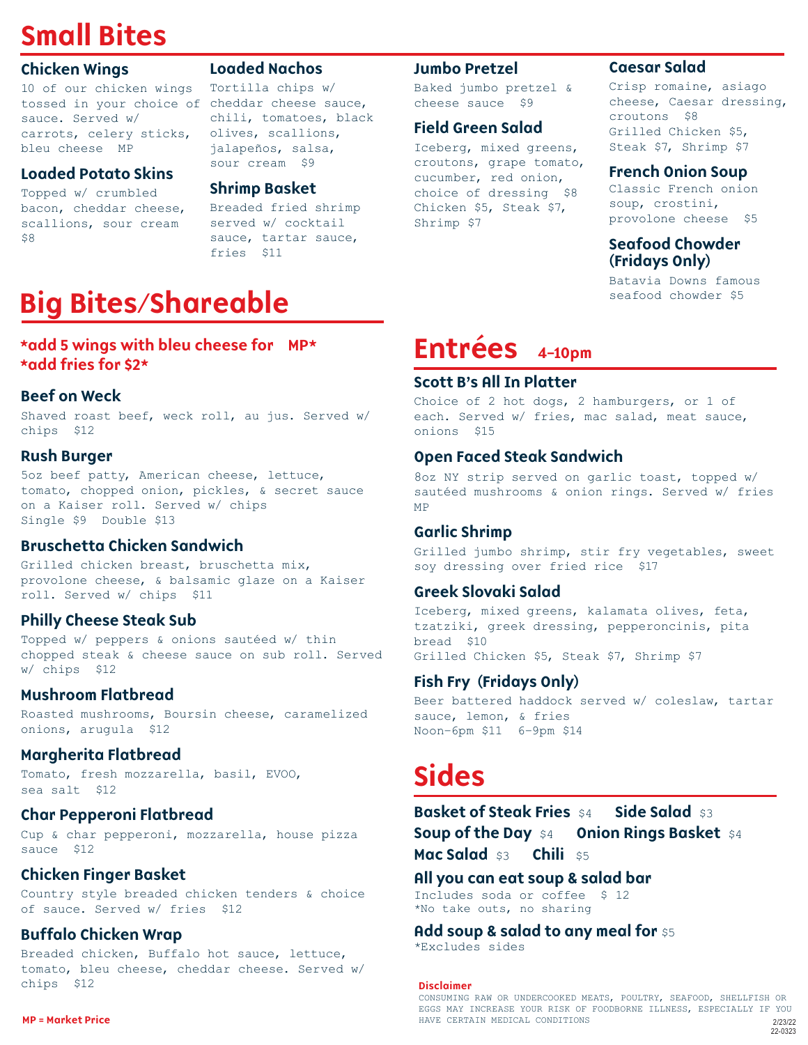# Small Bites

### Chicken Wings
10 of our chicken wings tossed in your choice of sauce. Served w/ carrots, celery sticks, bleu cheese MP

### Loaded Potato Skins
Topped w/ crumbled bacon, cheddar cheese, scallions, sour cream $8

### Loaded Nachos
Tortilla chips w/ cheddar cheese sauce, chili, tomatoes, black olives, scallions, jalapeños, salsa, sour cream $9

### Shrimp Basket
Breaded fried shrimp served w/ cocktail sauce, tartar sauce, fries $11

### Jumbo Pretzel
Baked jumbo pretzel & cheese sauce $9

### Field Green Salad
Iceberg, mixed greens, croutons, grape tomato, cucumber, red onion, choice of dressing $8
Chicken $5, Steak $7, Shrimp $7

### Caesar Salad
Crisp romaine, asiago cheese, Caesar dressing, croutons $8
Grilled Chicken $5, Steak $7, Shrimp $7

### French Onion Soup
Classic French onion soup, crostini, provolone cheese $5

### Seafood Chowder (Fridays Only)
Batavia Downs famous seafood chowder $5

# Big Bites/Shareable

**\*add 5 wings with bleu cheese for MP\***
**\*add fries for $2\***

### Beef on Weck
Shaved roast beef, weck roll, au jus. Served w/ chips $12

### Rush Burger
5oz beef patty, American cheese, lettuce, tomato, chopped onion, pickles, & secret sauce on a Kaiser roll. Served w/ chips
Single $9 Double $13

### Bruschetta Chicken Sandwich
Grilled chicken breast, bruschetta mix, provolone cheese, & balsamic glaze on a Kaiser roll. Served w/ chips $11

### Philly Cheese Steak Sub
Topped w/ peppers & onions sautéed w/ thin chopped steak & cheese sauce on sub roll. Served w/ chips $12

### Mushroom Flatbread
Roasted mushrooms, Boursin cheese, caramelized onions, arugula $12

### Margherita Flatbread
Tomato, fresh mozzarella, basil, EVOO, sea salt $12

### Char Pepperoni Flatbread
Cup & char pepperoni, mozzarella, house pizza sauce $12

### Chicken Finger Basket
Country style breaded chicken tenders & choice of sauce. Served w/ fries $12

### Buffalo Chicken Wrap
Breaded chicken, Buffalo hot sauce, lettuce, tomato, bleu cheese, cheddar cheese. Served w/ chips $12

# Entrées 4–10pm

### Scott B's All In Platter
Choice of 2 hot dogs, 2 hamburgers, or 1 of each. Served w/ fries, mac salad, meat sauce, onions $15

### Open Faced Steak Sandwich
8oz NY strip served on garlic toast, topped w/ sautéed mushrooms & onion rings. Served w/ fries MP

### Garlic Shrimp
Grilled jumbo shrimp, stir fry vegetables, sweet soy dressing over fried rice $17

### Greek Slovaki Salad
Iceberg, mixed greens, kalamata olives, feta, tzatziki, greek dressing, pepperoncinis, pita bread $10
Grilled Chicken $5, Steak $7, Shrimp $7

### Fish Fry (Fridays Only)
Beer battered haddock served w/ coleslaw, tartar sauce, lemon, & fries
Noon–6pm $11 6–9pm $14

# Sides

**Basket of Steak Fries** $4 **Side Salad** $3
**Soup of the Day** $4 **Onion Rings Basket** $4
**Mac Salad** $3 **Chili** $5

### All you can eat soup & salad bar
Includes soda or coffee $ 12
\*No take outs, no sharing

### Add soup & salad to any meal for $5
\*Excludes sides

**Disclaimer**
CONSUMING RAW OR UNDERCOOKED MEATS, POULTRY, SEAFOOD, SHELLFISH OR EGGS MAY INCREASE YOUR RISK OF FOODBORNE ILLNESS, ESPECIALLY IF YOU HAVE CERTAIN MEDICAL CONDITIONS

**MP = Market Price**

2/23/22
22-0323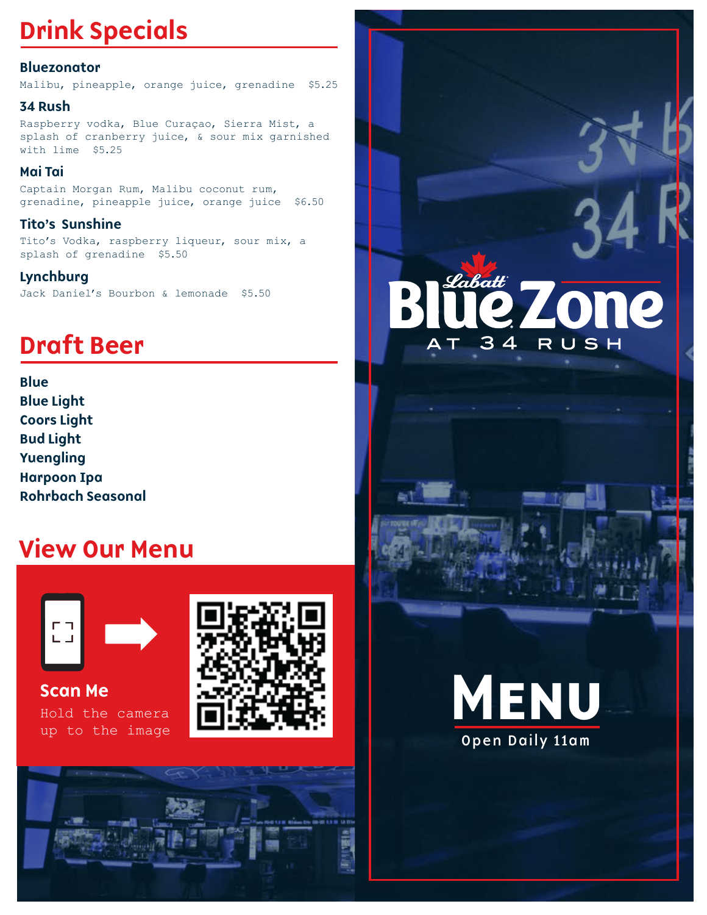## Drink Specials

**Bluezonator**
Malibu, pineapple, orange juice, grenadine $5.25

**34 Rush**
Raspberry vodka, Blue Curaçao, Sierra Mist, a splash of cranberry juice, & sour mix garnished with lime $5.25

**Mai Tai**
Captain Morgan Rum, Malibu coconut rum, grenadine, pineapple juice, orange juice $6.50

**Tito's Sunshine**
Tito's Vodka, raspberry liqueur, sour mix, a splash of grenadine $5.50

**Lynchburg**
Jack Daniel's Bourbon & lemonade $5.50

## Draft Beer

**Blue**
**Blue Light**
**Coors Light**
**Bud Light**
**Yuengling**
**Harpoon Ipa**
**Rohrbach Seasonal**

## View Our Menu

**Scan Me**
Hold the camera up to the image

Labatt Blue Zone

AT 34 RUSH

# MENU

Open Daily 11am